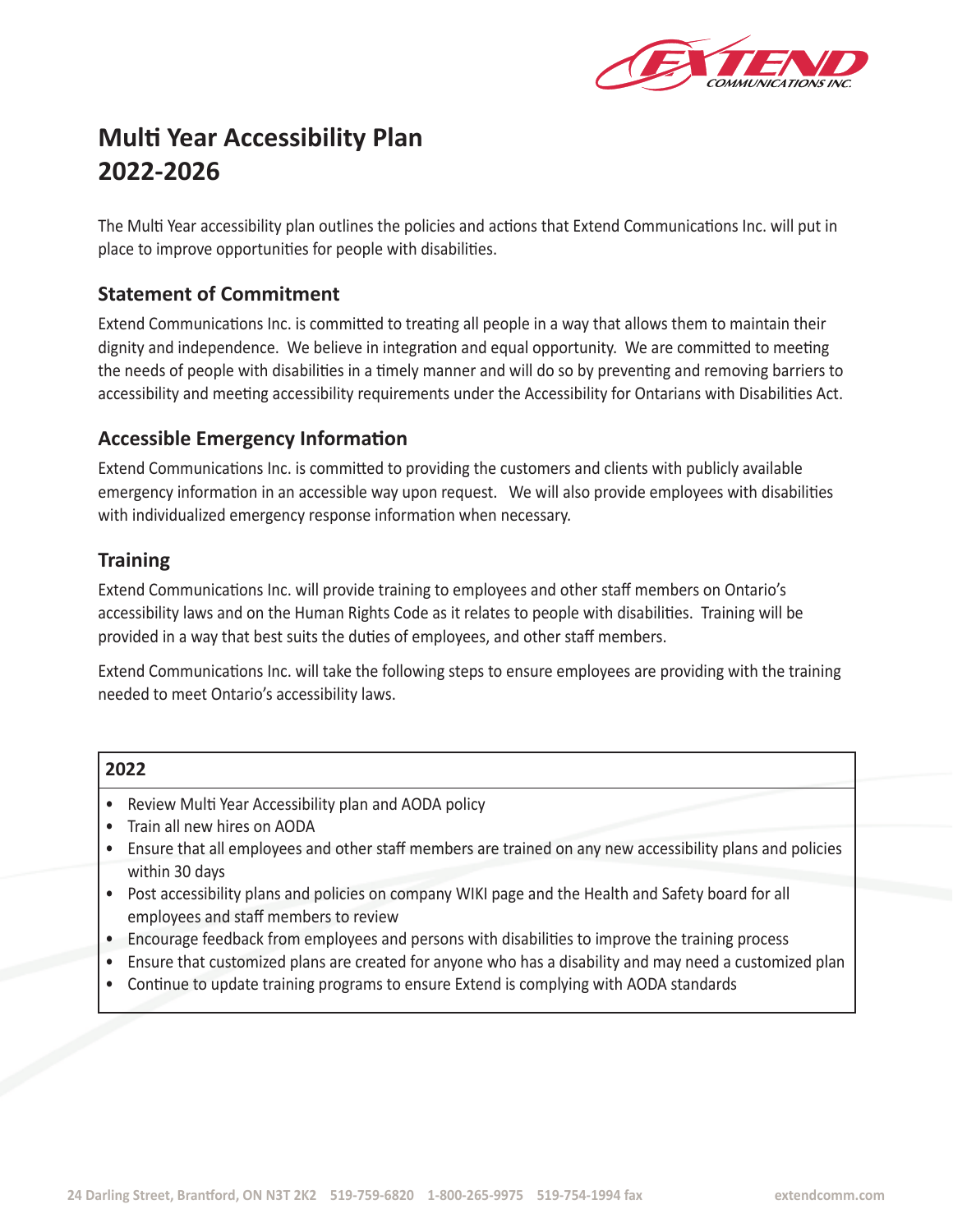# Multi Year Accessibility Plan 2022-2026

The Multi Year accessibility plan outlines the policies and actions that Extend Communications Inc. will put in place to improve opportunities for people with disabilities.

## Statement of Commitment

Extend Communications Inc. is committed to treating all people in a way that allows them to maintain their dignity and independence. We believe in integration and equal opportunity. We are committed to meeting the needs of people with disabilities in a timely manner and will do so by preventing and removing barriers to accessibility and meeting accessibility requirements under the Accessibility for Ontarians with Disabilities Act.

## Accessible Emergency Information

Extend Communications Inc. is committed to providing the customers and clients with publicly available emergency information in an accessible way upon request. We will also provide employees with disabilities with individualized emergency response information when necessary.

## Training

Extend Communications Inc. will provide training to employees and other staff members on Ontario's accessibility laws and on the Human Rights Code as it relates to people with disabilities. Training will be provided in a way that best suits the duties of employees, and other staff members.

Extend Communications Inc. will take the following steps to ensure employees are providing with the training needed to meet Ontario's accessibility laws.

**2022**

- Review Multi Year Accessibility plan and AODA policy
- Train all new hires on AODA
- Ensure that all employees and other staff members are trained on any new accessibility plans and policies within 30 days
- Post accessibility plans and policies on company WIKI page and the Health and Safety board for all employees and staff members to review
- Encourage feedback from employees and persons with disabilities to improve the training process
- Ensure that customized plans are created for anyone who has a disability and may need a customized plan
- Continue to update training programs to ensure Extend is complying with AODA standards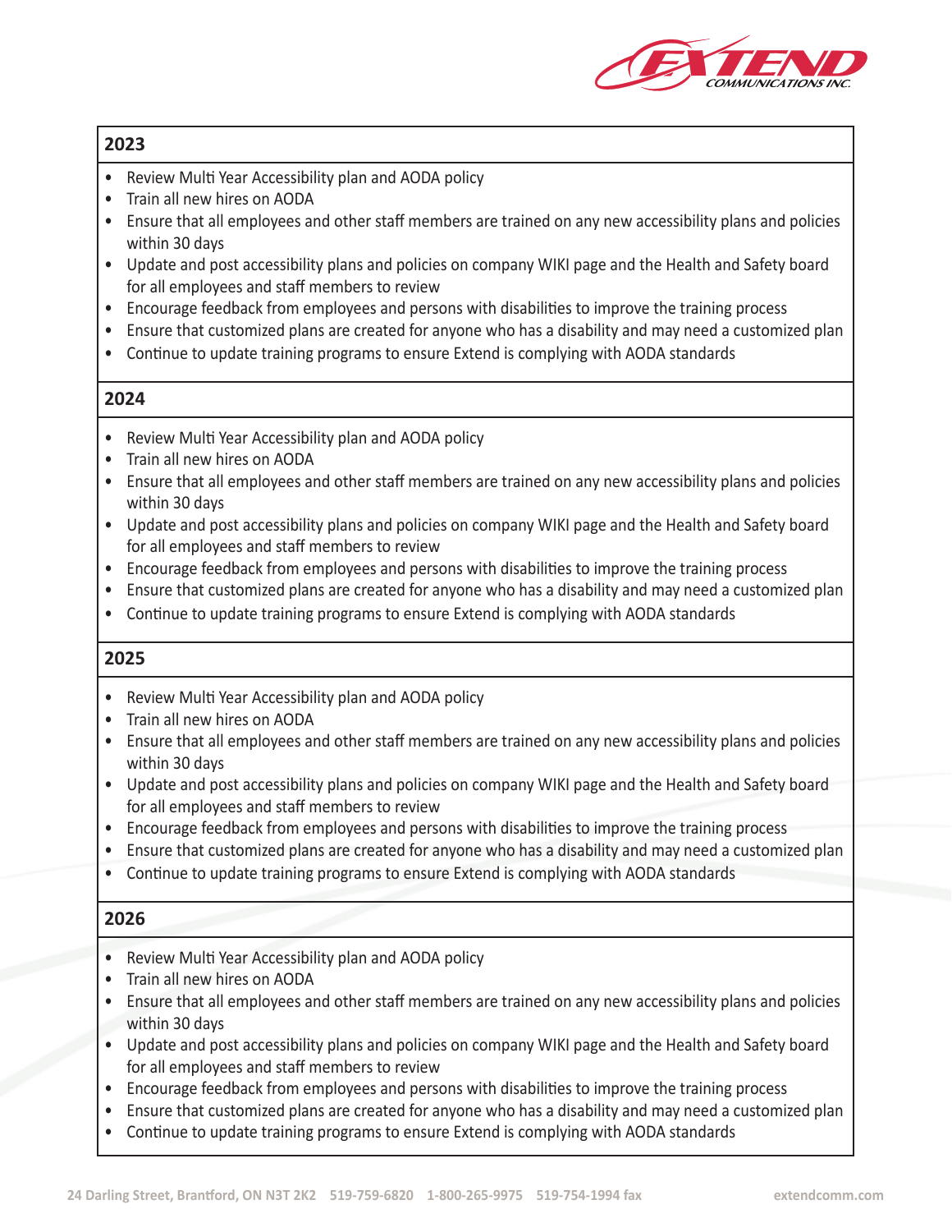## 2023

- Review Multi Year Accessibility plan and AODA policy
- Train all new hires on AODA
- Ensure that all employees and other staff members are trained on any new accessibility plans and policies within 30 days
- Update and post accessibility plans and policies on company WIKI page and the Health and Safety board for all employees and staff members to review
- Encourage feedback from employees and persons with disabilities to improve the training process
- Ensure that customized plans are created for anyone who has a disability and may need a customized plan
- Continue to update training programs to ensure Extend is complying with AODA standards

## 2024

- Review Multi Year Accessibility plan and AODA policy
- Train all new hires on AODA
- Ensure that all employees and other staff members are trained on any new accessibility plans and policies within 30 days
- Update and post accessibility plans and policies on company WIKI page and the Health and Safety board for all employees and staff members to review
- Encourage feedback from employees and persons with disabilities to improve the training process
- Ensure that customized plans are created for anyone who has a disability and may need a customized plan
- Continue to update training programs to ensure Extend is complying with AODA standards

## 2025

- Review Multi Year Accessibility plan and AODA policy
- Train all new hires on AODA
- Ensure that all employees and other staff members are trained on any new accessibility plans and policies within 30 days
- Update and post accessibility plans and policies on company WIKI page and the Health and Safety board for all employees and staff members to review
- Encourage feedback from employees and persons with disabilities to improve the training process
- Ensure that customized plans are created for anyone who has a disability and may need a customized plan
- Continue to update training programs to ensure Extend is complying with AODA standards

## 2026

- Review Multi Year Accessibility plan and AODA policy
- Train all new hires on AODA
- Ensure that all employees and other staff members are trained on any new accessibility plans and policies within 30 days
- Update and post accessibility plans and policies on company WIKI page and the Health and Safety board for all employees and staff members to review
- Encourage feedback from employees and persons with disabilities to improve the training process
- Ensure that customized plans are created for anyone who has a disability and may need a customized plan
- Continue to update training programs to ensure Extend is complying with AODA standards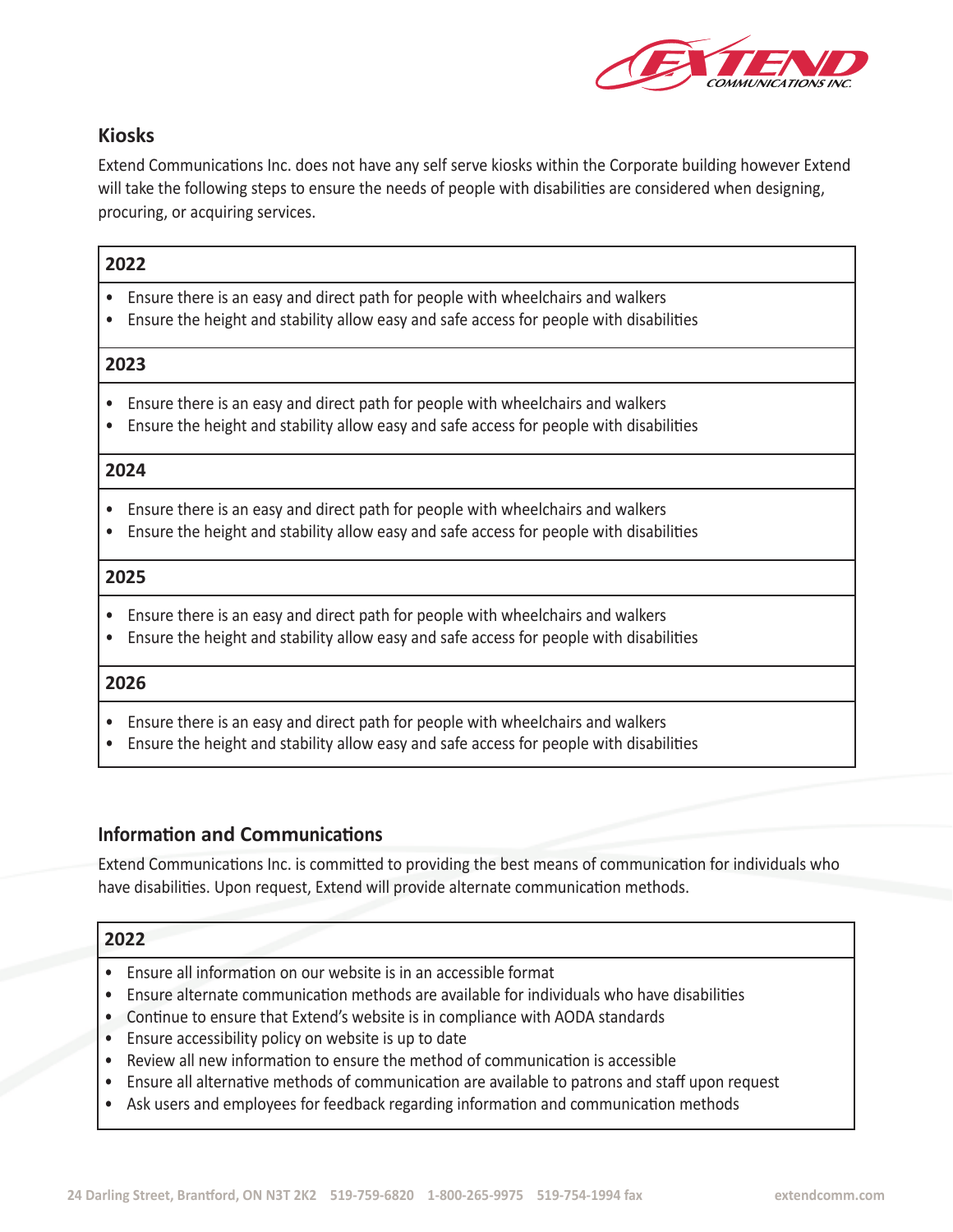## Kiosks

Extend Communications Inc. does not have any self serve kiosks within the Corporate building however Extend will take the following steps to ensure the needs of people with disabilities are considered when designing, procuring, or acquiring services.

| 2022 |
| --- |
| • Ensure there is an easy and direct path for people with wheelchairs and walkers<br>• Ensure the height and stability allow easy and safe access for people with disabilities |
| **2023** |
| • Ensure there is an easy and direct path for people with wheelchairs and walkers<br>• Ensure the height and stability allow easy and safe access for people with disabilities |
| **2024** |
| • Ensure there is an easy and direct path for people with wheelchairs and walkers<br>• Ensure the height and stability allow easy and safe access for people with disabilities |
| **2025** |
| • Ensure there is an easy and direct path for people with wheelchairs and walkers<br>• Ensure the height and stability allow easy and safe access for people with disabilities |
| **2026** |
| • Ensure there is an easy and direct path for people with wheelchairs and walkers<br>• Ensure the height and stability allow easy and safe access for people with disabilities |

## Information and Communications

Extend Communications Inc. is committed to providing the best means of communication for individuals who have disabilities. Upon request, Extend will provide alternate communication methods.

| 2022 |
| --- |
| • Ensure all information on our website is in an accessible format<br>• Ensure alternate communication methods are available for individuals who have disabilities<br>• Continue to ensure that Extend's website is in compliance with AODA standards<br>• Ensure accessibility policy on website is up to date<br>• Review all new information to ensure the method of communication is accessible<br>• Ensure all alternative methods of communication are available to patrons and staff upon request<br>• Ask users and employees for feedback regarding information and communication methods |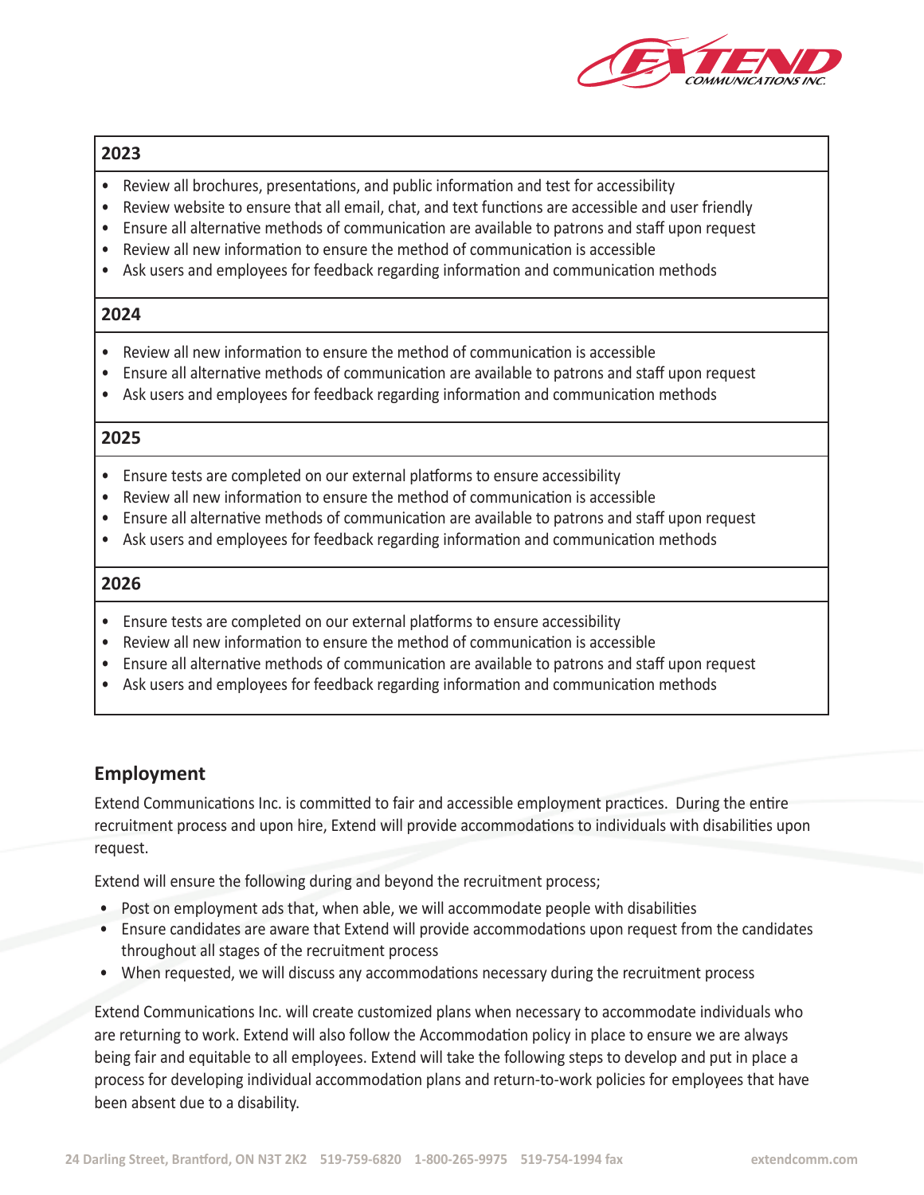| 2023 |
| --- |
| • Review all brochures, presentations, and public information and test for accessibility<br>• Review website to ensure that all email, chat, and text functions are accessible and user friendly<br>• Ensure all alternative methods of communication are available to patrons and staff upon request<br>• Review all new information to ensure the method of communication is accessible<br>• Ask users and employees for feedback regarding information and communication methods |
| **2024** |
| • Review all new information to ensure the method of communication is accessible<br>• Ensure all alternative methods of communication are available to patrons and staff upon request<br>• Ask users and employees for feedback regarding information and communication methods |
| **2025** |
| • Ensure tests are completed on our external platforms to ensure accessibility<br>• Review all new information to ensure the method of communication is accessible<br>• Ensure all alternative methods of communication are available to patrons and staff upon request<br>• Ask users and employees for feedback regarding information and communication methods |
| **2026** |
| • Ensure tests are completed on our external platforms to ensure accessibility<br>• Review all new information to ensure the method of communication is accessible<br>• Ensure all alternative methods of communication are available to patrons and staff upon request<br>• Ask users and employees for feedback regarding information and communication methods |

## Employment

Extend Communications Inc. is committed to fair and accessible employment practices. During the entire recruitment process and upon hire, Extend will provide accommodations to individuals with disabilities upon request.

Extend will ensure the following during and beyond the recruitment process;

- Post on employment ads that, when able, we will accommodate people with disabilities
- Ensure candidates are aware that Extend will provide accommodations upon request from the candidates throughout all stages of the recruitment process
- When requested, we will discuss any accommodations necessary during the recruitment process

Extend Communications Inc. will create customized plans when necessary to accommodate individuals who are returning to work. Extend will also follow the Accommodation policy in place to ensure we are always being fair and equitable to all employees. Extend will take the following steps to develop and put in place a process for developing individual accommodation plans and return-to-work policies for employees that have been absent due to a disability.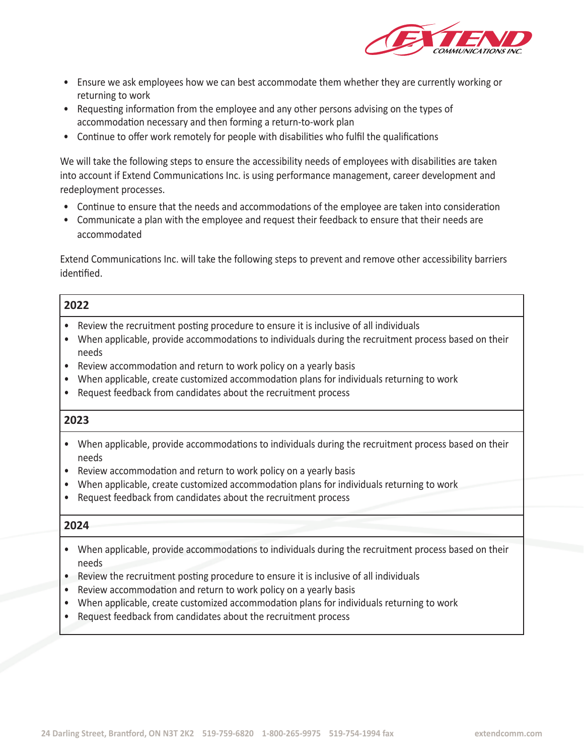- Ensure we ask employees how we can best accommodate them whether they are currently working or returning to work
- Requesting information from the employee and any other persons advising on the types of accommodation necessary and then forming a return-to-work plan
- Continue to offer work remotely for people with disabilities who fulfil the qualifications

We will take the following steps to ensure the accessibility needs of employees with disabilities are taken into account if Extend Communications Inc. is using performance management, career development and redeployment processes.

- Continue to ensure that the needs and accommodations of the employee are taken into consideration
- Communicate a plan with the employee and request their feedback to ensure that their needs are accommodated

Extend Communications Inc. will take the following steps to prevent and remove other accessibility barriers identified.

**2022**

- Review the recruitment posting procedure to ensure it is inclusive of all individuals
- When applicable, provide accommodations to individuals during the recruitment process based on their needs
- Review accommodation and return to work policy on a yearly basis
- When applicable, create customized accommodation plans for individuals returning to work
- Request feedback from candidates about the recruitment process

**2023**

- When applicable, provide accommodations to individuals during the recruitment process based on their needs
- Review accommodation and return to work policy on a yearly basis
- When applicable, create customized accommodation plans for individuals returning to work
- Request feedback from candidates about the recruitment process

**2024**

- When applicable, provide accommodations to individuals during the recruitment process based on their needs
- Review the recruitment posting procedure to ensure it is inclusive of all individuals
- Review accommodation and return to work policy on a yearly basis
- When applicable, create customized accommodation plans for individuals returning to work
- Request feedback from candidates about the recruitment process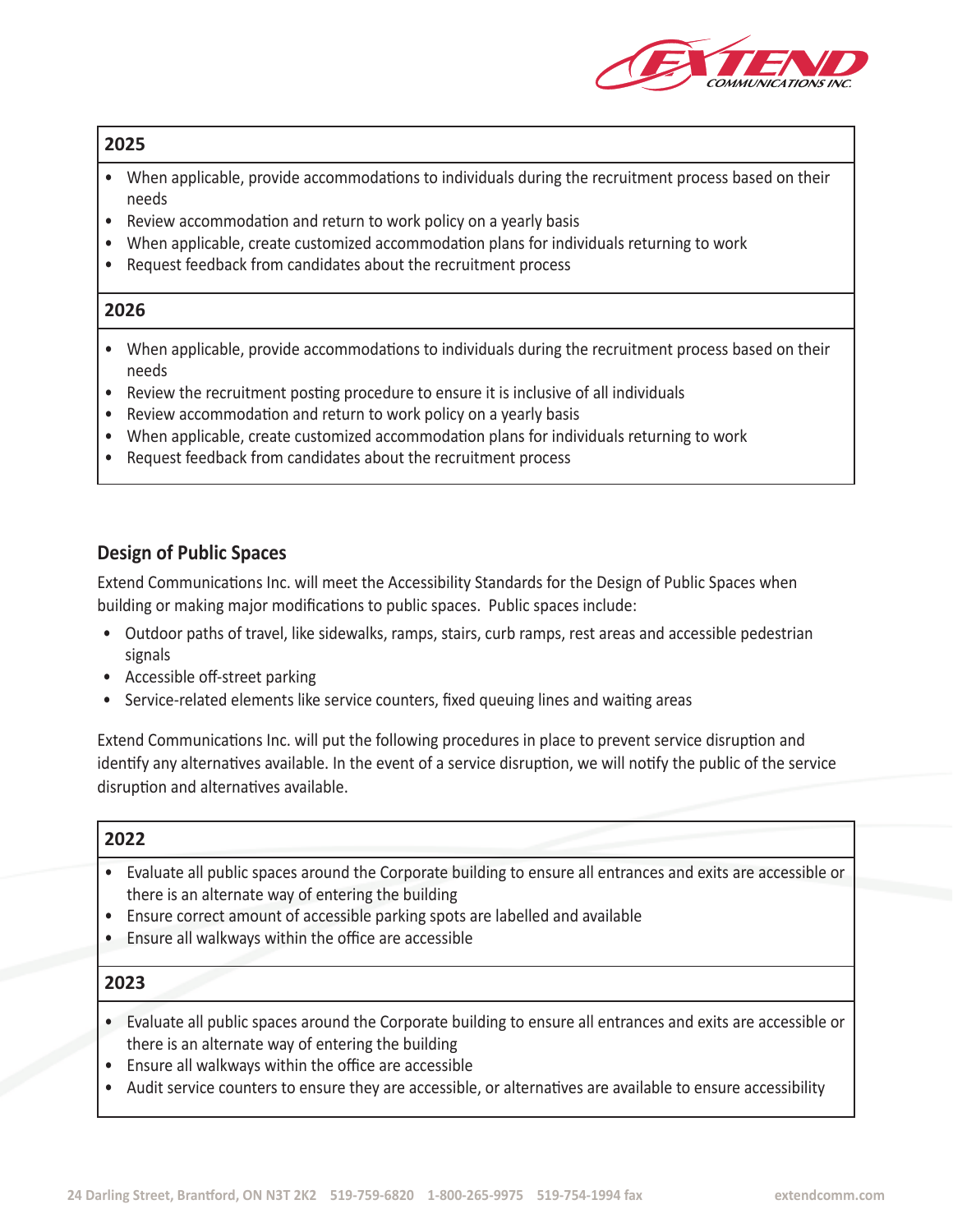**2025**

- When applicable, provide accommodations to individuals during the recruitment process based on their needs
- Review accommodation and return to work policy on a yearly basis
- When applicable, create customized accommodation plans for individuals returning to work
- Request feedback from candidates about the recruitment process

**2026**

- When applicable, provide accommodations to individuals during the recruitment process based on their needs
- Review the recruitment posting procedure to ensure it is inclusive of all individuals
- Review accommodation and return to work policy on a yearly basis
- When applicable, create customized accommodation plans for individuals returning to work
- Request feedback from candidates about the recruitment process

## Design of Public Spaces

Extend Communications Inc. will meet the Accessibility Standards for the Design of Public Spaces when building or making major modifications to public spaces. Public spaces include:

- Outdoor paths of travel, like sidewalks, ramps, stairs, curb ramps, rest areas and accessible pedestrian signals
- Accessible off-street parking
- Service-related elements like service counters, fixed queuing lines and waiting areas

Extend Communications Inc. will put the following procedures in place to prevent service disruption and identify any alternatives available. In the event of a service disruption, we will notify the public of the service disruption and alternatives available.

**2022**

- Evaluate all public spaces around the Corporate building to ensure all entrances and exits are accessible or there is an alternate way of entering the building
- Ensure correct amount of accessible parking spots are labelled and available
- Ensure all walkways within the office are accessible

**2023**

- Evaluate all public spaces around the Corporate building to ensure all entrances and exits are accessible or there is an alternate way of entering the building
- Ensure all walkways within the office are accessible
- Audit service counters to ensure they are accessible, or alternatives are available to ensure accessibility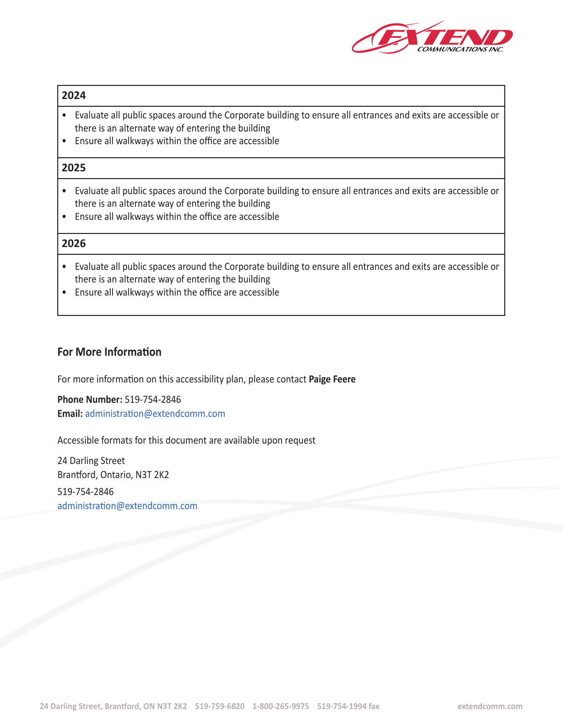| 2024 |
| --- |
| • Evaluate all public spaces around the Corporate building to ensure all entrances and exits are accessible or there is an alternate way of entering the building<br>• Ensure all walkways within the office are accessible |
| **2025** |
| • Evaluate all public spaces around the Corporate building to ensure all entrances and exits are accessible or there is an alternate way of entering the building<br>• Ensure all walkways within the office are accessible |
| **2026** |
| • Evaluate all public spaces around the Corporate building to ensure all entrances and exits are accessible or there is an alternate way of entering the building<br>• Ensure all walkways within the office are accessible |

## For More Information

For more information on this accessibility plan, please contact **Paige Feere**

**Phone Number:** 519-754-2846
**Email:** administration@extendcomm.com

Accessible formats for this document are available upon request

24 Darling Street
Brantford, Ontario, N3T 2K2

519-754-2846
administration@extendcomm.com